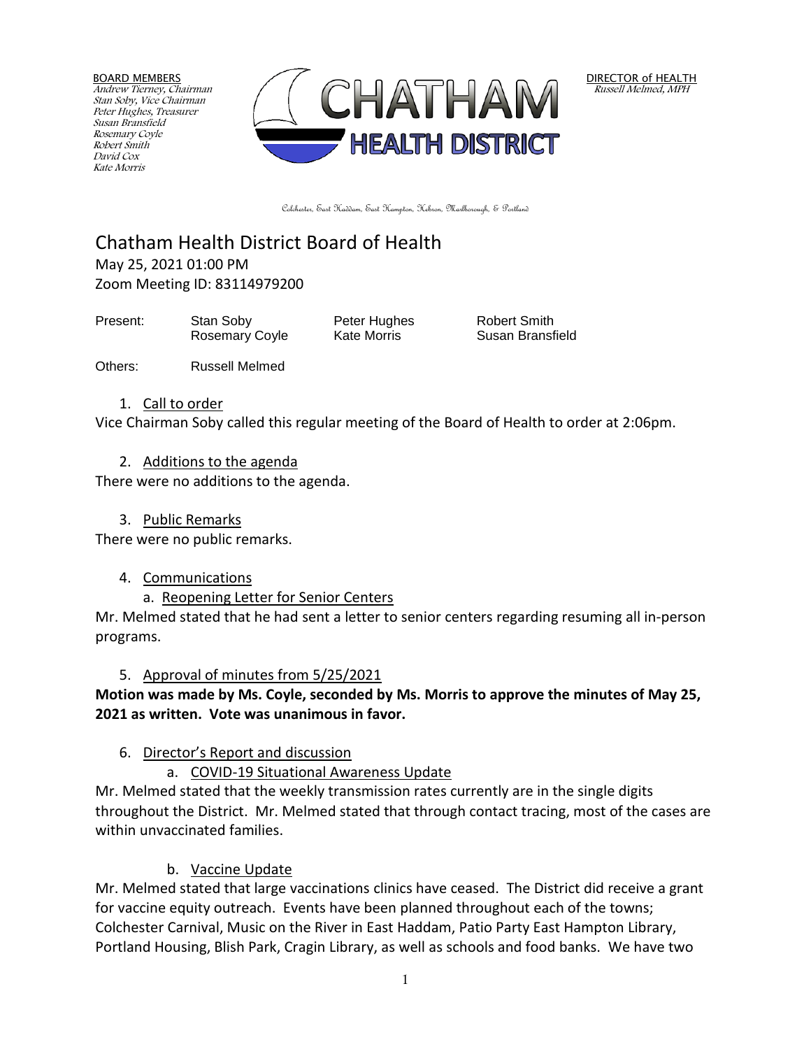BOARD MEMBERS
*Andrew Tierney, Chairman*
*Stan Soby, Vice Chairman*
*Peter Hughes, Treasurer*
*Susan Bransfield*
*Rosemary Coyle*
*Robert Smith*
*David Cox*
*Kate Morris*

CHATHAM HEALTH DISTRICT

DIRECTOR of HEALTH
*Russell Melmed, MPH*

Colchester, East Haddam, East Hampton, Hebron, Marlborough, & Portland

# Chatham Health District Board of Health

May 25, 2021 01:00 PM
Zoom Meeting ID: 83114979200

| Present: | Stan Soby | Peter Hughes | Robert Smith |
|---|---|---|---|
| | Rosemary Coyle | Kate Morris | Susan Bransfield |

Others: Russell Melmed

1. Call to order

Vice Chairman Soby called this regular meeting of the Board of Health to order at 2:06pm.

2. Additions to the agenda

There were no additions to the agenda.

3. Public Remarks

There were no public remarks.

4. Communications
   a. Reopening Letter for Senior Centers

Mr. Melmed stated that he had sent a letter to senior centers regarding resuming all in-person programs.

5. Approval of minutes from 5/25/2021

**Motion was made by Ms. Coyle, seconded by Ms. Morris to approve the minutes of May 25, 2021 as written. Vote was unanimous in favor.**

6. Director's Report and discussion
   a. COVID-19 Situational Awareness Update

Mr. Melmed stated that the weekly transmission rates currently are in the single digits throughout the District. Mr. Melmed stated that through contact tracing, most of the cases are within unvaccinated families.

   b. Vaccine Update

Mr. Melmed stated that large vaccinations clinics have ceased. The District did receive a grant for vaccine equity outreach. Events have been planned throughout each of the towns; Colchester Carnival, Music on the River in East Haddam, Patio Party East Hampton Library, Portland Housing, Blish Park, Cragin Library, as well as schools and food banks. We have two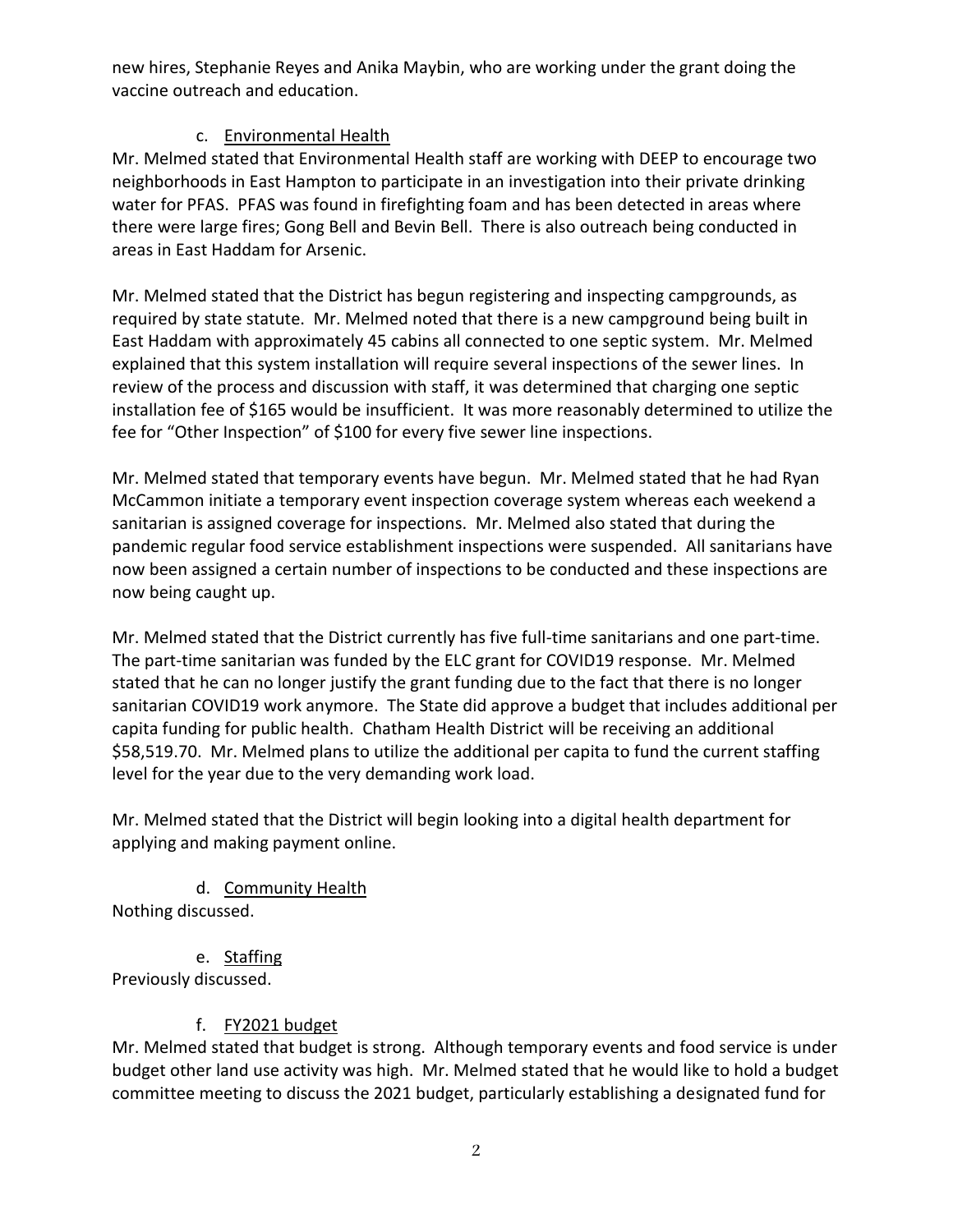new hires, Stephanie Reyes and Anika Maybin, who are working under the grant doing the vaccine outreach and education.

c. Environmental Health

Mr. Melmed stated that Environmental Health staff are working with DEEP to encourage two neighborhoods in East Hampton to participate in an investigation into their private drinking water for PFAS. PFAS was found in firefighting foam and has been detected in areas where there were large fires; Gong Bell and Bevin Bell. There is also outreach being conducted in areas in East Haddam for Arsenic.

Mr. Melmed stated that the District has begun registering and inspecting campgrounds, as required by state statute. Mr. Melmed noted that there is a new campground being built in East Haddam with approximately 45 cabins all connected to one septic system. Mr. Melmed explained that this system installation will require several inspections of the sewer lines. In review of the process and discussion with staff, it was determined that charging one septic installation fee of $165 would be insufficient. It was more reasonably determined to utilize the fee for "Other Inspection" of $100 for every five sewer line inspections.

Mr. Melmed stated that temporary events have begun. Mr. Melmed stated that he had Ryan McCammon initiate a temporary event inspection coverage system whereas each weekend a sanitarian is assigned coverage for inspections. Mr. Melmed also stated that during the pandemic regular food service establishment inspections were suspended. All sanitarians have now been assigned a certain number of inspections to be conducted and these inspections are now being caught up.

Mr. Melmed stated that the District currently has five full-time sanitarians and one part-time. The part-time sanitarian was funded by the ELC grant for COVID19 response. Mr. Melmed stated that he can no longer justify the grant funding due to the fact that there is no longer sanitarian COVID19 work anymore. The State did approve a budget that includes additional per capita funding for public health. Chatham Health District will be receiving an additional $58,519.70. Mr. Melmed plans to utilize the additional per capita to fund the current staffing level for the year due to the very demanding work load.

Mr. Melmed stated that the District will begin looking into a digital health department for applying and making payment online.

d. Community Health

Nothing discussed.

e. Staffing

Previously discussed.

f. FY2021 budget

Mr. Melmed stated that budget is strong. Although temporary events and food service is under budget other land use activity was high. Mr. Melmed stated that he would like to hold a budget committee meeting to discuss the 2021 budget, particularly establishing a designated fund for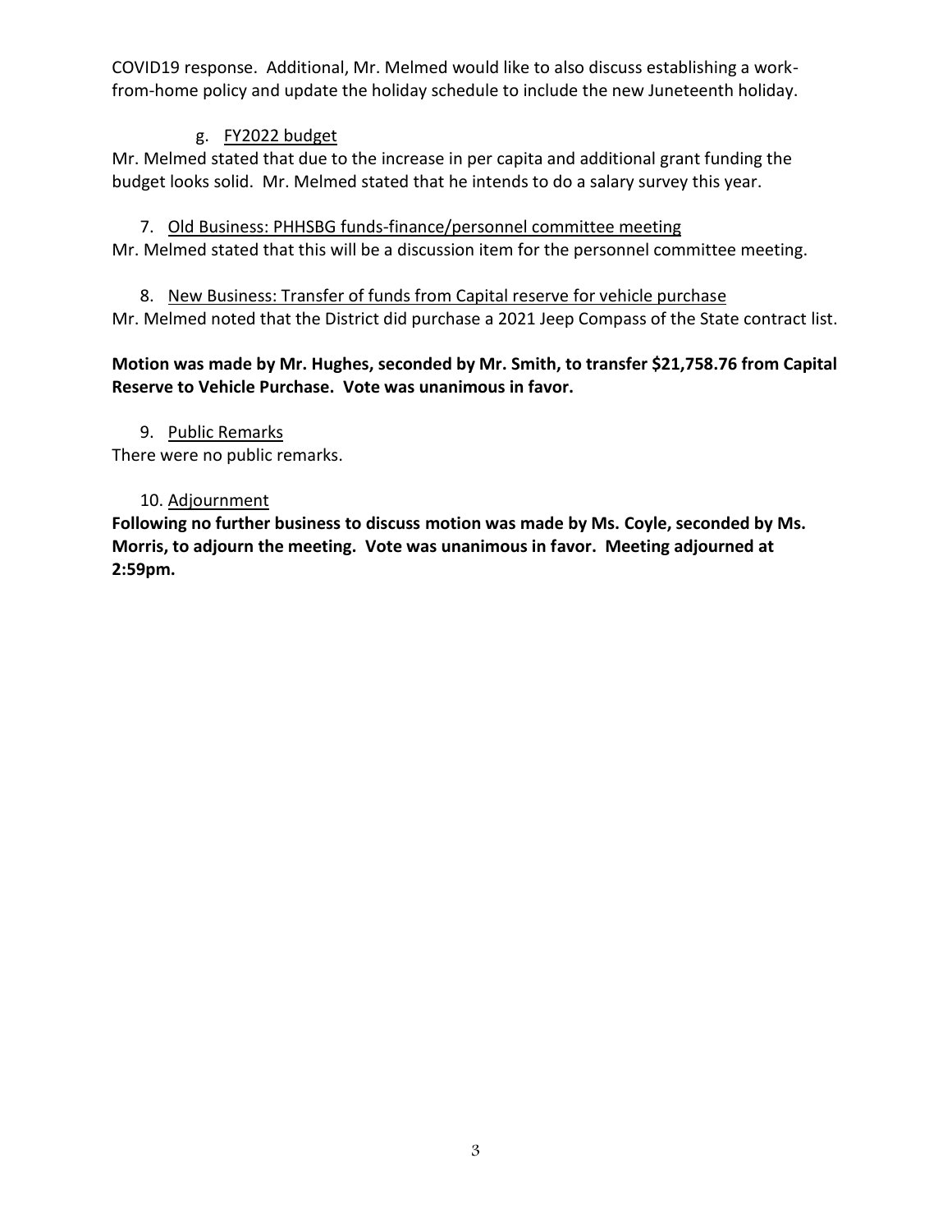COVID19 response. Additional, Mr. Melmed would like to also discuss establishing a work-from-home policy and update the holiday schedule to include the new Juneteenth holiday.

g. FY2022 budget

Mr. Melmed stated that due to the increase in per capita and additional grant funding the budget looks solid. Mr. Melmed stated that he intends to do a salary survey this year.

7. Old Business: PHHSBG funds-finance/personnel committee meeting

Mr. Melmed stated that this will be a discussion item for the personnel committee meeting.

8. New Business: Transfer of funds from Capital reserve for vehicle purchase

Mr. Melmed noted that the District did purchase a 2021 Jeep Compass of the State contract list.

**Motion was made by Mr. Hughes, seconded by Mr. Smith, to transfer $21,758.76 from Capital Reserve to Vehicle Purchase. Vote was unanimous in favor.**

9. Public Remarks

There were no public remarks.

10. Adjournment

**Following no further business to discuss motion was made by Ms. Coyle, seconded by Ms. Morris, to adjourn the meeting. Vote was unanimous in favor. Meeting adjourned at 2:59pm.**